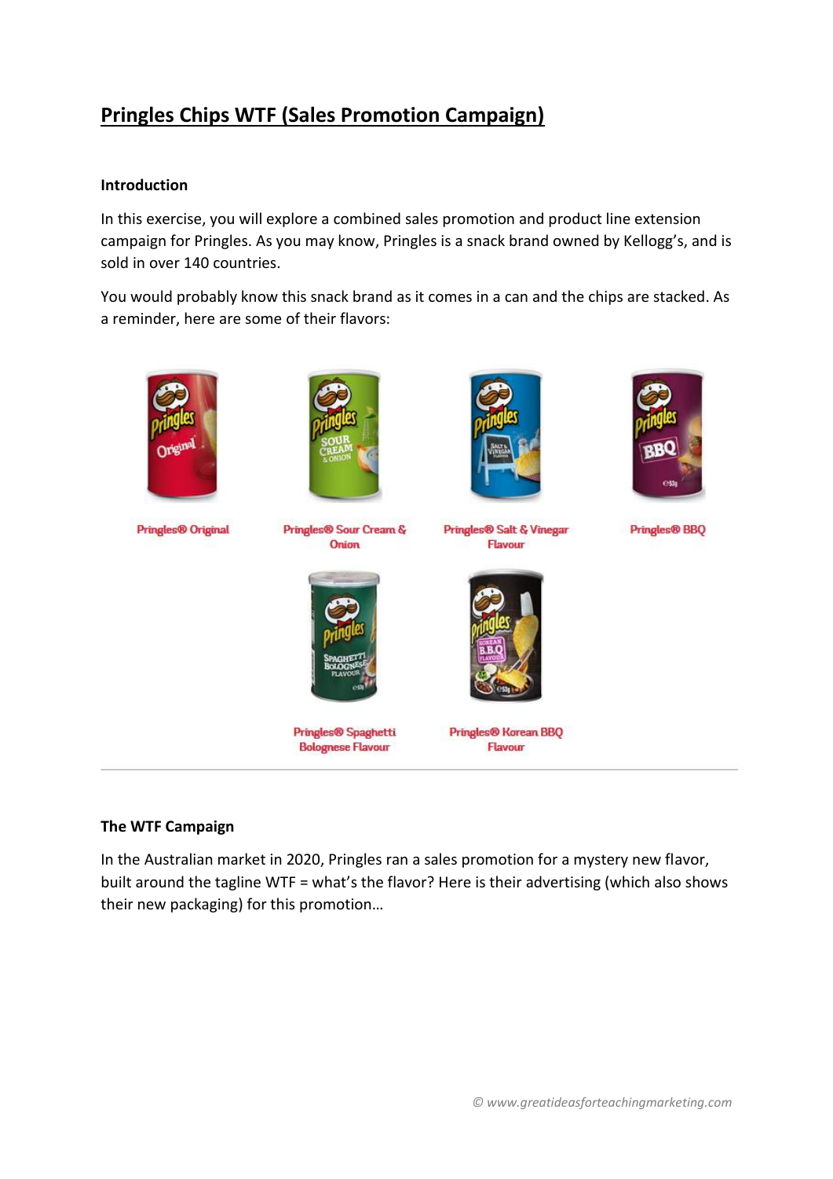# Pringles Chips WTF (Sales Promotion Campaign)

### Introduction

In this exercise, you will explore a combined sales promotion and product line extension campaign for Pringles. As you may know, Pringles is a snack brand owned by Kellogg's, and is sold in over 140 countries.

You would probably know this snack brand as it comes in a can and the chips are stacked. As a reminder, here are some of their flavors:

Pringles® Original

Pringles® Sour Cream & Onion

Pringles® Salt & Vinegar Flavour

Pringles® BBQ

Pringles® Spaghetti Bolognese Flavour

Pringles® Korean BBQ Flavour

---

### The WTF Campaign

In the Australian market in 2020, Pringles ran a sales promotion for a mystery new flavor, built around the tagline WTF = what's the flavor? Here is their advertising (which also shows their new packaging) for this promotion…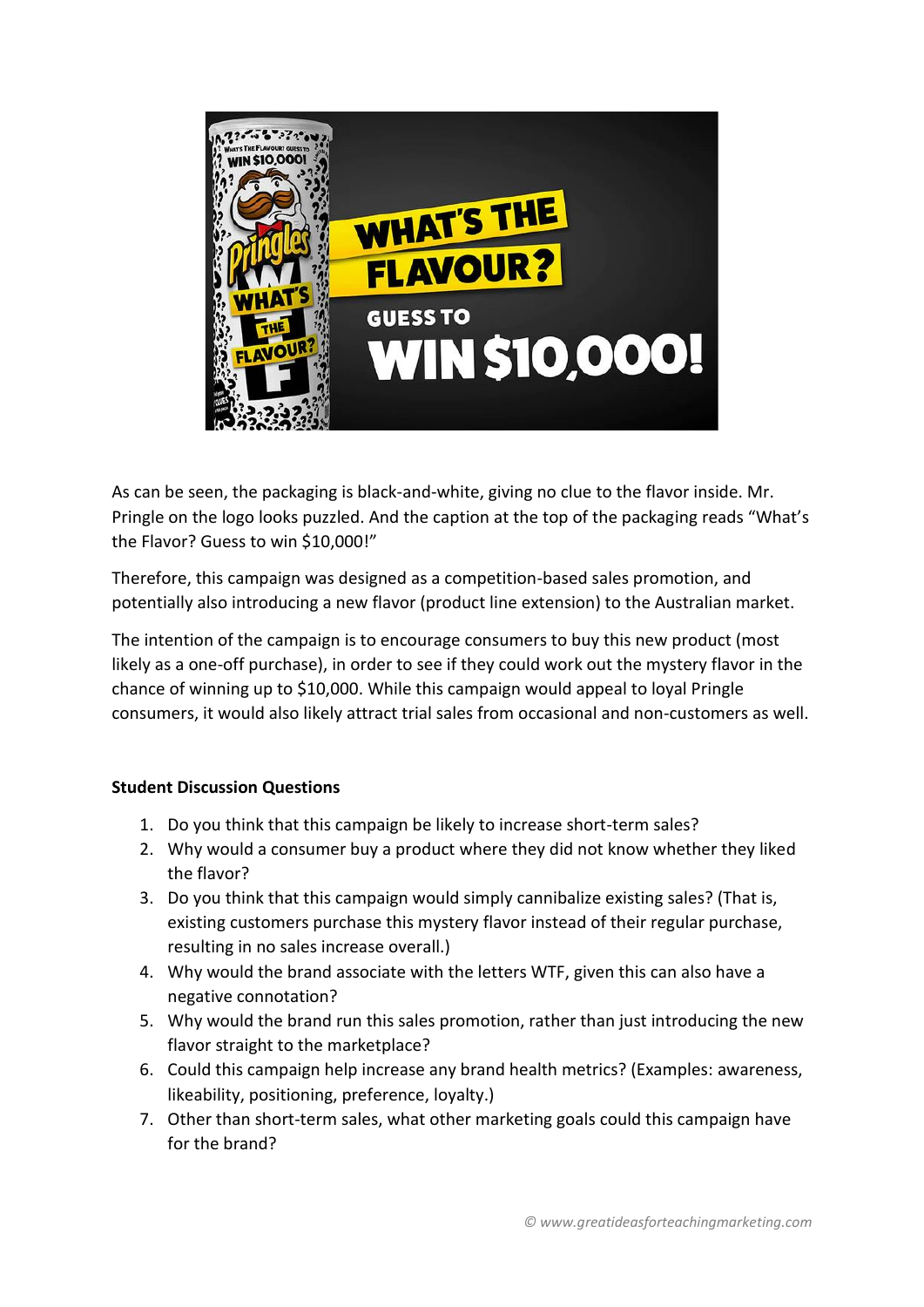As can be seen, the packaging is black-and-white, giving no clue to the flavor inside. Mr. Pringle on the logo looks puzzled. And the caption at the top of the packaging reads "What's the Flavor? Guess to win $10,000!"

Therefore, this campaign was designed as a competition-based sales promotion, and potentially also introducing a new flavor (product line extension) to the Australian market.

The intention of the campaign is to encourage consumers to buy this new product (most likely as a one-off purchase), in order to see if they could work out the mystery flavor in the chance of winning up to $10,000. While this campaign would appeal to loyal Pringle consumers, it would also likely attract trial sales from occasional and non-customers as well.

**Student Discussion Questions**

1. Do you think that this campaign be likely to increase short-term sales?
2. Why would a consumer buy a product where they did not know whether they liked the flavor?
3. Do you think that this campaign would simply cannibalize existing sales? (That is, existing customers purchase this mystery flavor instead of their regular purchase, resulting in no sales increase overall.)
4. Why would the brand associate with the letters WTF, given this can also have a negative connotation?
5. Why would the brand run this sales promotion, rather than just introducing the new flavor straight to the marketplace?
6. Could this campaign help increase any brand health metrics? (Examples: awareness, likeability, positioning, preference, loyalty.)
7. Other than short-term sales, what other marketing goals could this campaign have for the brand?

*© www.greatideasforteachingmarketing.com*